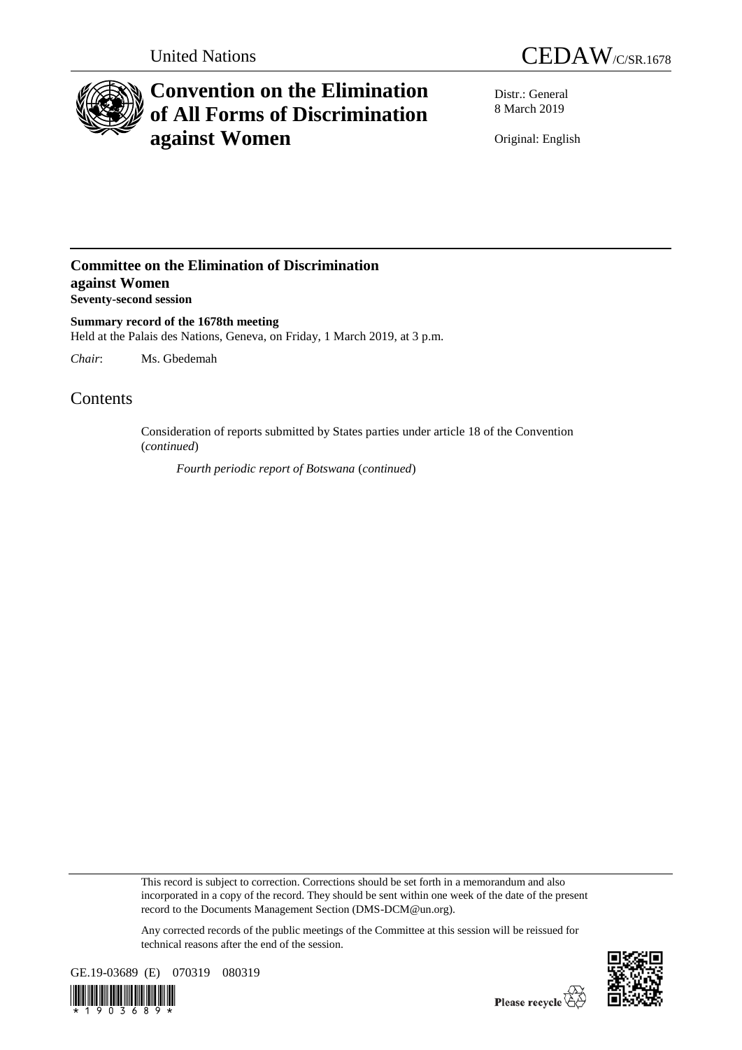United Nations

CEDAW/C/SR.1678

# Convention on the Elimination of All Forms of Discrimination against Women

Distr.: General
8 March 2019

Original: English

## Committee on the Elimination of Discrimination against Women

**Seventy-second session**

**Summary record of the 1678th meeting**
Held at the Palais des Nations, Geneva, on Friday, 1 March 2019, at 3 p.m.

*Chair*: Ms. Gbedemah

# Contents

Consideration of reports submitted by States parties under article 18 of the Convention (*continued*)

*Fourth periodic report of Botswana* (*continued*)

This record is subject to correction. Corrections should be set forth in a memorandum and also incorporated in a copy of the record. They should be sent within one week of the date of the present record to the Documents Management Section (DMS-DCM@un.org).

Any corrected records of the public meetings of the Committee at this session will be reissued for technical reasons after the end of the session.

GE.19-03689 (E) 070319 080319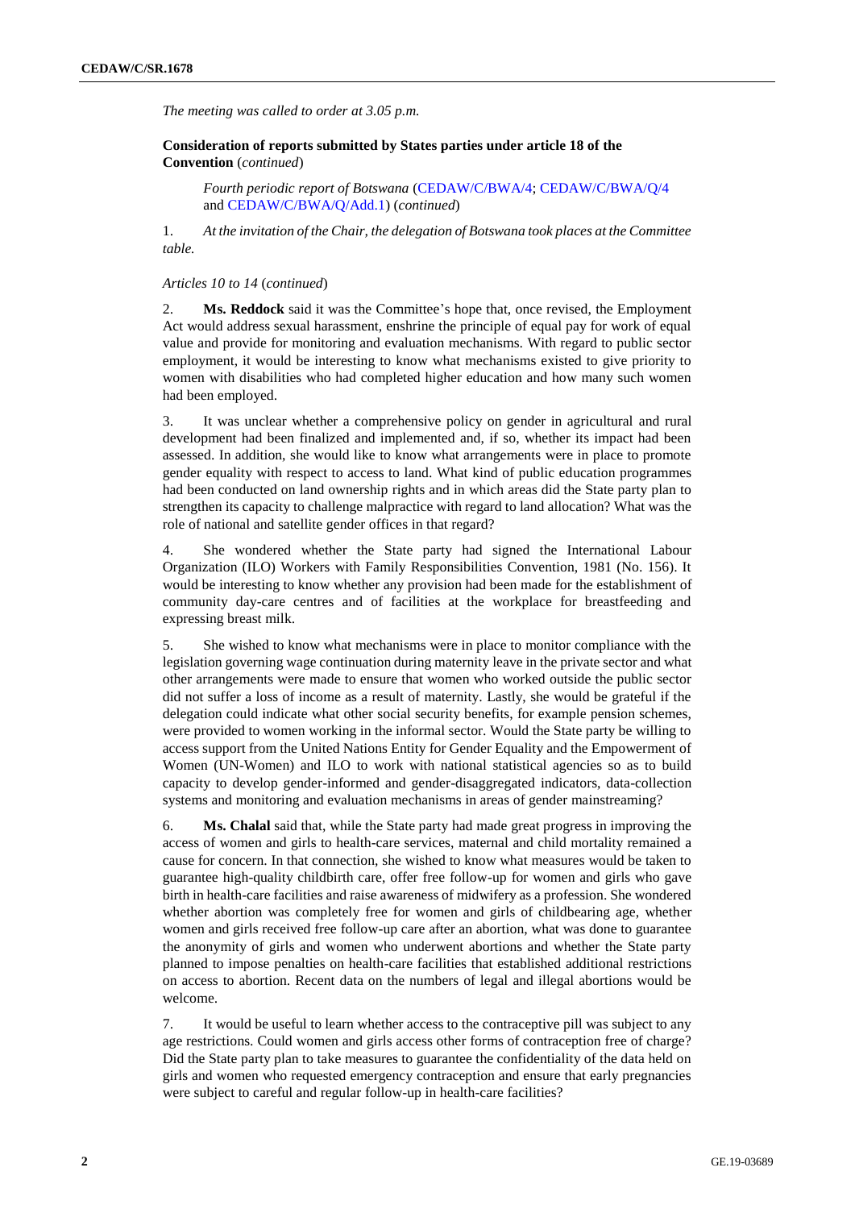*The meeting was called to order at 3.05 p.m.*

**Consideration of reports submitted by States parties under article 18 of the Convention** (*continued*)

*Fourth periodic report of Botswana* (CEDAW/C/BWA/4; CEDAW/C/BWA/Q/4 and CEDAW/C/BWA/Q/Add.1) (*continued*)

1. *At the invitation of the Chair, the delegation of Botswana took places at the Committee table.*

*Articles 10 to 14* (*continued*)

2. **Ms. Reddock** said it was the Committee's hope that, once revised, the Employment Act would address sexual harassment, enshrine the principle of equal pay for work of equal value and provide for monitoring and evaluation mechanisms. With regard to public sector employment, it would be interesting to know what mechanisms existed to give priority to women with disabilities who had completed higher education and how many such women had been employed.

3. It was unclear whether a comprehensive policy on gender in agricultural and rural development had been finalized and implemented and, if so, whether its impact had been assessed. In addition, she would like to know what arrangements were in place to promote gender equality with respect to access to land. What kind of public education programmes had been conducted on land ownership rights and in which areas did the State party plan to strengthen its capacity to challenge malpractice with regard to land allocation? What was the role of national and satellite gender offices in that regard?

4. She wondered whether the State party had signed the International Labour Organization (ILO) Workers with Family Responsibilities Convention, 1981 (No. 156). It would be interesting to know whether any provision had been made for the establishment of community day-care centres and of facilities at the workplace for breastfeeding and expressing breast milk.

5. She wished to know what mechanisms were in place to monitor compliance with the legislation governing wage continuation during maternity leave in the private sector and what other arrangements were made to ensure that women who worked outside the public sector did not suffer a loss of income as a result of maternity. Lastly, she would be grateful if the delegation could indicate what other social security benefits, for example pension schemes, were provided to women working in the informal sector. Would the State party be willing to access support from the United Nations Entity for Gender Equality and the Empowerment of Women (UN-Women) and ILO to work with national statistical agencies so as to build capacity to develop gender-informed and gender-disaggregated indicators, data-collection systems and monitoring and evaluation mechanisms in areas of gender mainstreaming?

6. **Ms. Chalal** said that, while the State party had made great progress in improving the access of women and girls to health-care services, maternal and child mortality remained a cause for concern. In that connection, she wished to know what measures would be taken to guarantee high-quality childbirth care, offer free follow-up for women and girls who gave birth in health-care facilities and raise awareness of midwifery as a profession. She wondered whether abortion was completely free for women and girls of childbearing age, whether women and girls received free follow-up care after an abortion, what was done to guarantee the anonymity of girls and women who underwent abortions and whether the State party planned to impose penalties on health-care facilities that established additional restrictions on access to abortion. Recent data on the numbers of legal and illegal abortions would be welcome.

7. It would be useful to learn whether access to the contraceptive pill was subject to any age restrictions. Could women and girls access other forms of contraception free of charge? Did the State party plan to take measures to guarantee the confidentiality of the data held on girls and women who requested emergency contraception and ensure that early pregnancies were subject to careful and regular follow-up in health-care facilities?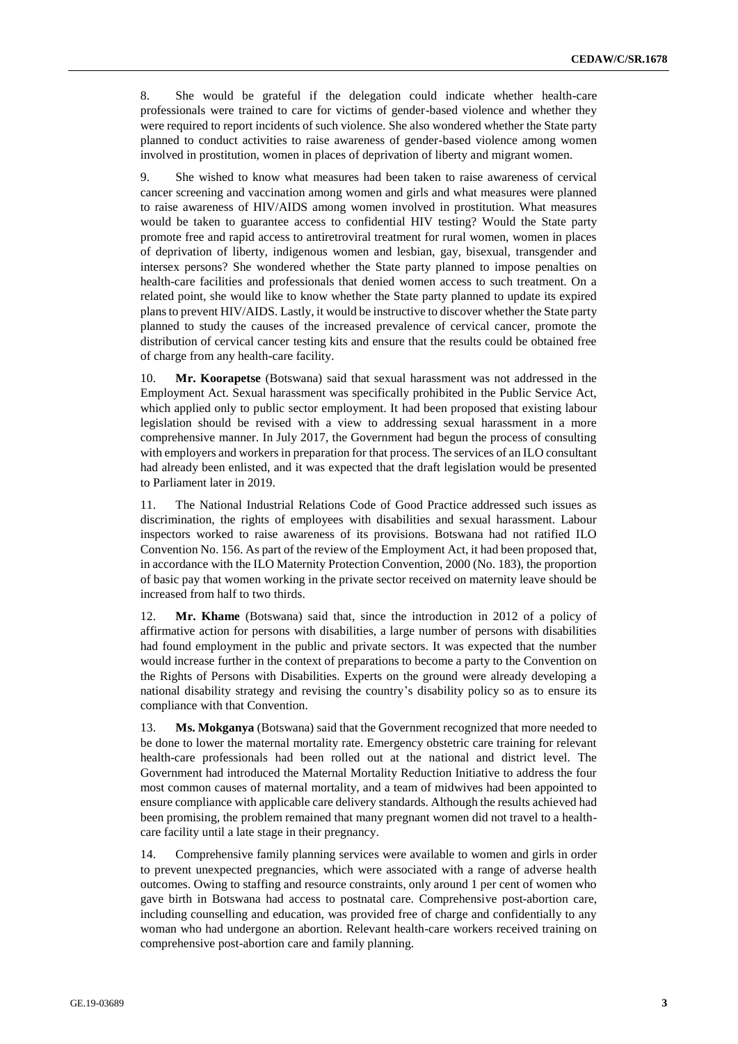8. She would be grateful if the delegation could indicate whether health-care professionals were trained to care for victims of gender-based violence and whether they were required to report incidents of such violence. She also wondered whether the State party planned to conduct activities to raise awareness of gender-based violence among women involved in prostitution, women in places of deprivation of liberty and migrant women.

9. She wished to know what measures had been taken to raise awareness of cervical cancer screening and vaccination among women and girls and what measures were planned to raise awareness of HIV/AIDS among women involved in prostitution. What measures would be taken to guarantee access to confidential HIV testing? Would the State party promote free and rapid access to antiretroviral treatment for rural women, women in places of deprivation of liberty, indigenous women and lesbian, gay, bisexual, transgender and intersex persons? She wondered whether the State party planned to impose penalties on health-care facilities and professionals that denied women access to such treatment. On a related point, she would like to know whether the State party planned to update its expired plans to prevent HIV/AIDS. Lastly, it would be instructive to discover whether the State party planned to study the causes of the increased prevalence of cervical cancer, promote the distribution of cervical cancer testing kits and ensure that the results could be obtained free of charge from any health-care facility.

10. **Mr. Koorapetse** (Botswana) said that sexual harassment was not addressed in the Employment Act. Sexual harassment was specifically prohibited in the Public Service Act, which applied only to public sector employment. It had been proposed that existing labour legislation should be revised with a view to addressing sexual harassment in a more comprehensive manner. In July 2017, the Government had begun the process of consulting with employers and workers in preparation for that process. The services of an ILO consultant had already been enlisted, and it was expected that the draft legislation would be presented to Parliament later in 2019.

11. The National Industrial Relations Code of Good Practice addressed such issues as discrimination, the rights of employees with disabilities and sexual harassment. Labour inspectors worked to raise awareness of its provisions. Botswana had not ratified ILO Convention No. 156. As part of the review of the Employment Act, it had been proposed that, in accordance with the ILO Maternity Protection Convention, 2000 (No. 183), the proportion of basic pay that women working in the private sector received on maternity leave should be increased from half to two thirds.

12. **Mr. Khame** (Botswana) said that, since the introduction in 2012 of a policy of affirmative action for persons with disabilities, a large number of persons with disabilities had found employment in the public and private sectors. It was expected that the number would increase further in the context of preparations to become a party to the Convention on the Rights of Persons with Disabilities. Experts on the ground were already developing a national disability strategy and revising the country's disability policy so as to ensure its compliance with that Convention.

13. **Ms. Mokganya** (Botswana) said that the Government recognized that more needed to be done to lower the maternal mortality rate. Emergency obstetric care training for relevant health-care professionals had been rolled out at the national and district level. The Government had introduced the Maternal Mortality Reduction Initiative to address the four most common causes of maternal mortality, and a team of midwives had been appointed to ensure compliance with applicable care delivery standards. Although the results achieved had been promising, the problem remained that many pregnant women did not travel to a health-care facility until a late stage in their pregnancy.

14. Comprehensive family planning services were available to women and girls in order to prevent unexpected pregnancies, which were associated with a range of adverse health outcomes. Owing to staffing and resource constraints, only around 1 per cent of women who gave birth in Botswana had access to postnatal care. Comprehensive post-abortion care, including counselling and education, was provided free of charge and confidentially to any woman who had undergone an abortion. Relevant health-care workers received training on comprehensive post-abortion care and family planning.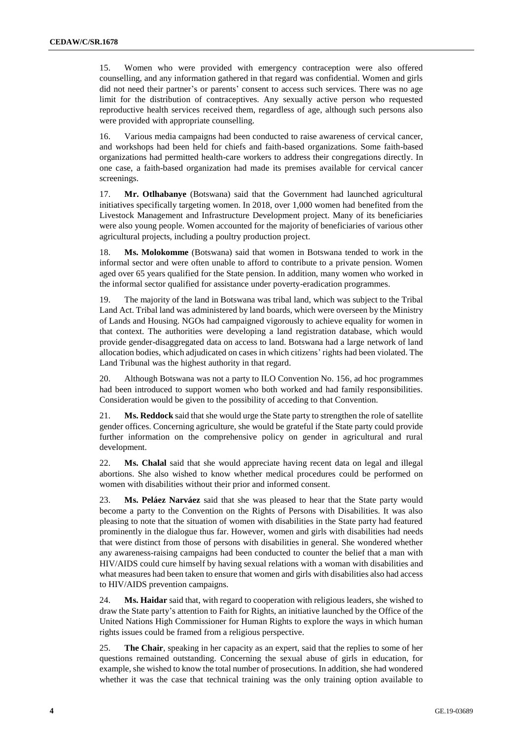15. Women who were provided with emergency contraception were also offered counselling, and any information gathered in that regard was confidential. Women and girls did not need their partner's or parents' consent to access such services. There was no age limit for the distribution of contraceptives. Any sexually active person who requested reproductive health services received them, regardless of age, although such persons also were provided with appropriate counselling.

16. Various media campaigns had been conducted to raise awareness of cervical cancer, and workshops had been held for chiefs and faith-based organizations. Some faith-based organizations had permitted health-care workers to address their congregations directly. In one case, a faith-based organization had made its premises available for cervical cancer screenings.

17. **Mr. Otlhabanye** (Botswana) said that the Government had launched agricultural initiatives specifically targeting women. In 2018, over 1,000 women had benefited from the Livestock Management and Infrastructure Development project. Many of its beneficiaries were also young people. Women accounted for the majority of beneficiaries of various other agricultural projects, including a poultry production project.

18. **Ms. Molokomme** (Botswana) said that women in Botswana tended to work in the informal sector and were often unable to afford to contribute to a private pension. Women aged over 65 years qualified for the State pension. In addition, many women who worked in the informal sector qualified for assistance under poverty-eradication programmes.

19. The majority of the land in Botswana was tribal land, which was subject to the Tribal Land Act. Tribal land was administered by land boards, which were overseen by the Ministry of Lands and Housing. NGOs had campaigned vigorously to achieve equality for women in that context. The authorities were developing a land registration database, which would provide gender-disaggregated data on access to land. Botswana had a large network of land allocation bodies, which adjudicated on cases in which citizens' rights had been violated. The Land Tribunal was the highest authority in that regard.

20. Although Botswana was not a party to ILO Convention No. 156, ad hoc programmes had been introduced to support women who both worked and had family responsibilities. Consideration would be given to the possibility of acceding to that Convention.

21. **Ms. Reddock** said that she would urge the State party to strengthen the role of satellite gender offices. Concerning agriculture, she would be grateful if the State party could provide further information on the comprehensive policy on gender in agricultural and rural development.

22. **Ms. Chalal** said that she would appreciate having recent data on legal and illegal abortions. She also wished to know whether medical procedures could be performed on women with disabilities without their prior and informed consent.

23. **Ms. Peláez Narváez** said that she was pleased to hear that the State party would become a party to the Convention on the Rights of Persons with Disabilities. It was also pleasing to note that the situation of women with disabilities in the State party had featured prominently in the dialogue thus far. However, women and girls with disabilities had needs that were distinct from those of persons with disabilities in general. She wondered whether any awareness-raising campaigns had been conducted to counter the belief that a man with HIV/AIDS could cure himself by having sexual relations with a woman with disabilities and what measures had been taken to ensure that women and girls with disabilities also had access to HIV/AIDS prevention campaigns.

24. **Ms. Haidar** said that, with regard to cooperation with religious leaders, she wished to draw the State party's attention to Faith for Rights, an initiative launched by the Office of the United Nations High Commissioner for Human Rights to explore the ways in which human rights issues could be framed from a religious perspective.

25. **The Chair**, speaking in her capacity as an expert, said that the replies to some of her questions remained outstanding. Concerning the sexual abuse of girls in education, for example, she wished to know the total number of prosecutions. In addition, she had wondered whether it was the case that technical training was the only training option available to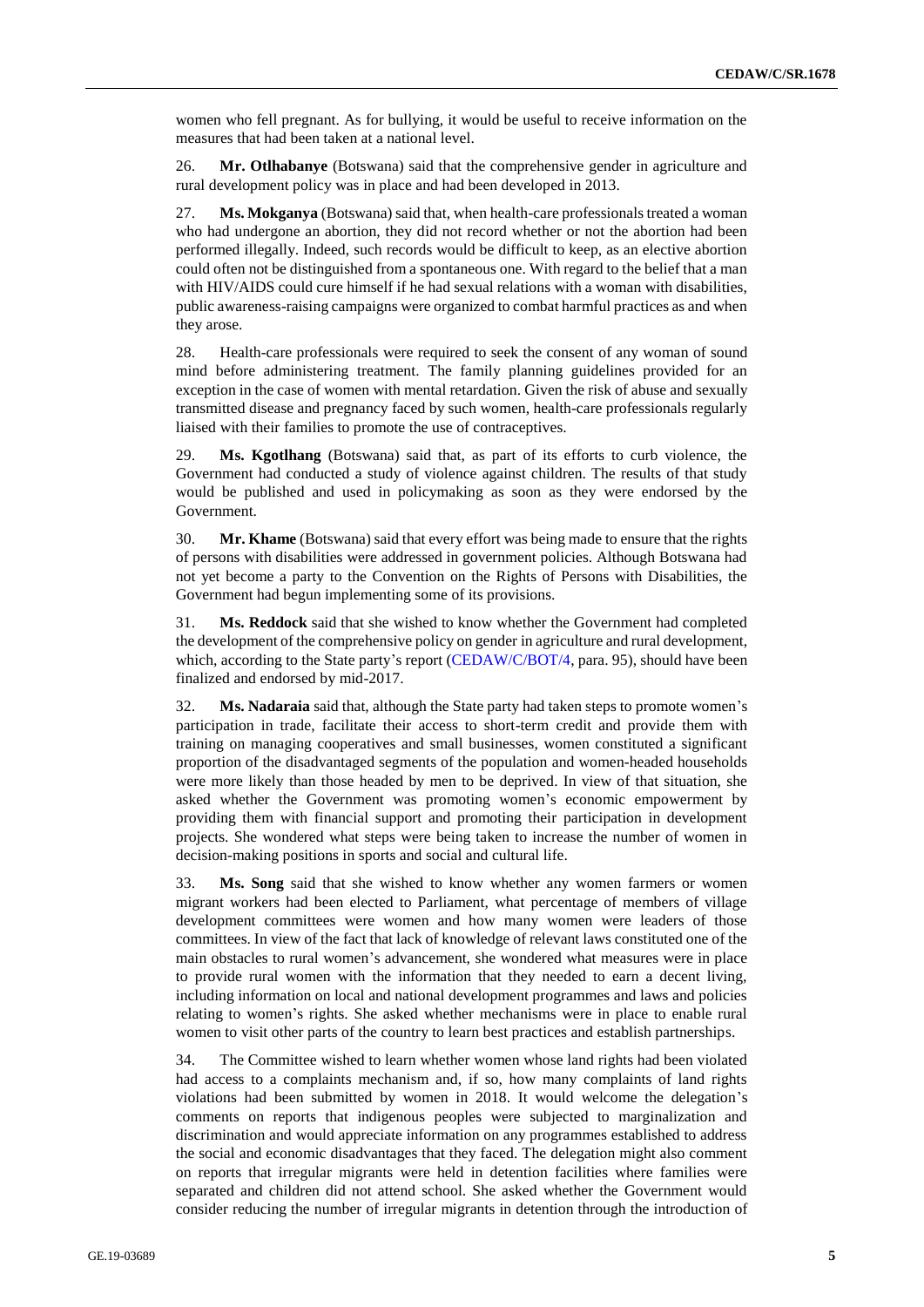women who fell pregnant. As for bullying, it would be useful to receive information on the measures that had been taken at a national level.

26. **Mr. Otlhabanye** (Botswana) said that the comprehensive gender in agriculture and rural development policy was in place and had been developed in 2013.

27. **Ms. Mokganya** (Botswana) said that, when health-care professionals treated a woman who had undergone an abortion, they did not record whether or not the abortion had been performed illegally. Indeed, such records would be difficult to keep, as an elective abortion could often not be distinguished from a spontaneous one. With regard to the belief that a man with HIV/AIDS could cure himself if he had sexual relations with a woman with disabilities, public awareness-raising campaigns were organized to combat harmful practices as and when they arose.

28. Health-care professionals were required to seek the consent of any woman of sound mind before administering treatment. The family planning guidelines provided for an exception in the case of women with mental retardation. Given the risk of abuse and sexually transmitted disease and pregnancy faced by such women, health-care professionals regularly liaised with their families to promote the use of contraceptives.

29. **Ms. Kgotlhang** (Botswana) said that, as part of its efforts to curb violence, the Government had conducted a study of violence against children. The results of that study would be published and used in policymaking as soon as they were endorsed by the Government.

30. **Mr. Khame** (Botswana) said that every effort was being made to ensure that the rights of persons with disabilities were addressed in government policies. Although Botswana had not yet become a party to the Convention on the Rights of Persons with Disabilities, the Government had begun implementing some of its provisions.

31. **Ms. Reddock** said that she wished to know whether the Government had completed the development of the comprehensive policy on gender in agriculture and rural development, which, according to the State party's report (CEDAW/C/BOT/4, para. 95), should have been finalized and endorsed by mid-2017.

32. **Ms. Nadaraia** said that, although the State party had taken steps to promote women's participation in trade, facilitate their access to short-term credit and provide them with training on managing cooperatives and small businesses, women constituted a significant proportion of the disadvantaged segments of the population and women-headed households were more likely than those headed by men to be deprived. In view of that situation, she asked whether the Government was promoting women's economic empowerment by providing them with financial support and promoting their participation in development projects. She wondered what steps were being taken to increase the number of women in decision-making positions in sports and social and cultural life.

33. **Ms. Song** said that she wished to know whether any women farmers or women migrant workers had been elected to Parliament, what percentage of members of village development committees were women and how many women were leaders of those committees. In view of the fact that lack of knowledge of relevant laws constituted one of the main obstacles to rural women's advancement, she wondered what measures were in place to provide rural women with the information that they needed to earn a decent living, including information on local and national development programmes and laws and policies relating to women's rights. She asked whether mechanisms were in place to enable rural women to visit other parts of the country to learn best practices and establish partnerships.

34. The Committee wished to learn whether women whose land rights had been violated had access to a complaints mechanism and, if so, how many complaints of land rights violations had been submitted by women in 2018. It would welcome the delegation's comments on reports that indigenous peoples were subjected to marginalization and discrimination and would appreciate information on any programmes established to address the social and economic disadvantages that they faced. The delegation might also comment on reports that irregular migrants were held in detention facilities where families were separated and children did not attend school. She asked whether the Government would consider reducing the number of irregular migrants in detention through the introduction of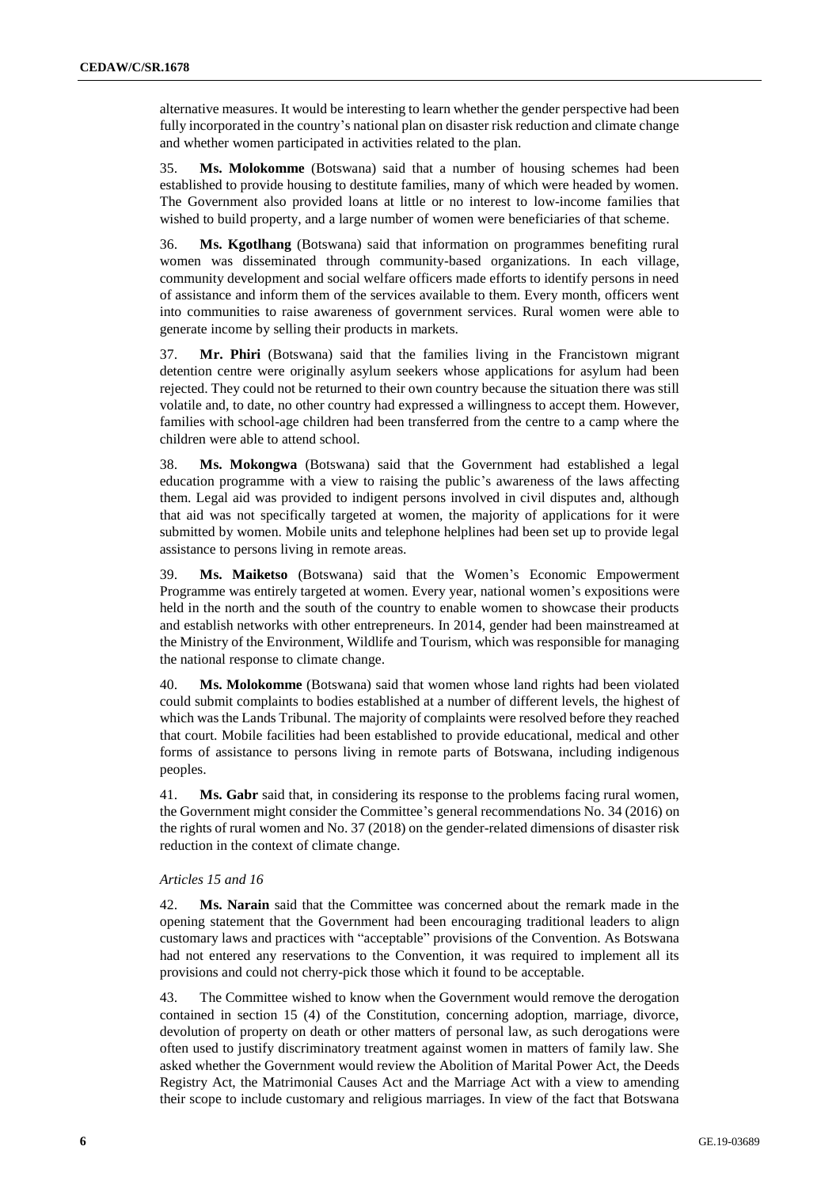alternative measures. It would be interesting to learn whether the gender perspective had been fully incorporated in the country's national plan on disaster risk reduction and climate change and whether women participated in activities related to the plan.

35. **Ms. Molokomme** (Botswana) said that a number of housing schemes had been established to provide housing to destitute families, many of which were headed by women. The Government also provided loans at little or no interest to low-income families that wished to build property, and a large number of women were beneficiaries of that scheme.

36. **Ms. Kgotlhang** (Botswana) said that information on programmes benefiting rural women was disseminated through community-based organizations. In each village, community development and social welfare officers made efforts to identify persons in need of assistance and inform them of the services available to them. Every month, officers went into communities to raise awareness of government services. Rural women were able to generate income by selling their products in markets.

37. **Mr. Phiri** (Botswana) said that the families living in the Francistown migrant detention centre were originally asylum seekers whose applications for asylum had been rejected. They could not be returned to their own country because the situation there was still volatile and, to date, no other country had expressed a willingness to accept them. However, families with school-age children had been transferred from the centre to a camp where the children were able to attend school.

38. **Ms. Mokongwa** (Botswana) said that the Government had established a legal education programme with a view to raising the public's awareness of the laws affecting them. Legal aid was provided to indigent persons involved in civil disputes and, although that aid was not specifically targeted at women, the majority of applications for it were submitted by women. Mobile units and telephone helplines had been set up to provide legal assistance to persons living in remote areas.

39. **Ms. Maiketso** (Botswana) said that the Women's Economic Empowerment Programme was entirely targeted at women. Every year, national women's expositions were held in the north and the south of the country to enable women to showcase their products and establish networks with other entrepreneurs. In 2014, gender had been mainstreamed at the Ministry of the Environment, Wildlife and Tourism, which was responsible for managing the national response to climate change.

40. **Ms. Molokomme** (Botswana) said that women whose land rights had been violated could submit complaints to bodies established at a number of different levels, the highest of which was the Lands Tribunal. The majority of complaints were resolved before they reached that court. Mobile facilities had been established to provide educational, medical and other forms of assistance to persons living in remote parts of Botswana, including indigenous peoples.

41. **Ms. Gabr** said that, in considering its response to the problems facing rural women, the Government might consider the Committee's general recommendations No. 34 (2016) on the rights of rural women and No. 37 (2018) on the gender-related dimensions of disaster risk reduction in the context of climate change.

*Articles 15 and 16*

42. **Ms. Narain** said that the Committee was concerned about the remark made in the opening statement that the Government had been encouraging traditional leaders to align customary laws and practices with "acceptable" provisions of the Convention. As Botswana had not entered any reservations to the Convention, it was required to implement all its provisions and could not cherry-pick those which it found to be acceptable.

43. The Committee wished to know when the Government would remove the derogation contained in section 15 (4) of the Constitution, concerning adoption, marriage, divorce, devolution of property on death or other matters of personal law, as such derogations were often used to justify discriminatory treatment against women in matters of family law. She asked whether the Government would review the Abolition of Marital Power Act, the Deeds Registry Act, the Matrimonial Causes Act and the Marriage Act with a view to amending their scope to include customary and religious marriages. In view of the fact that Botswana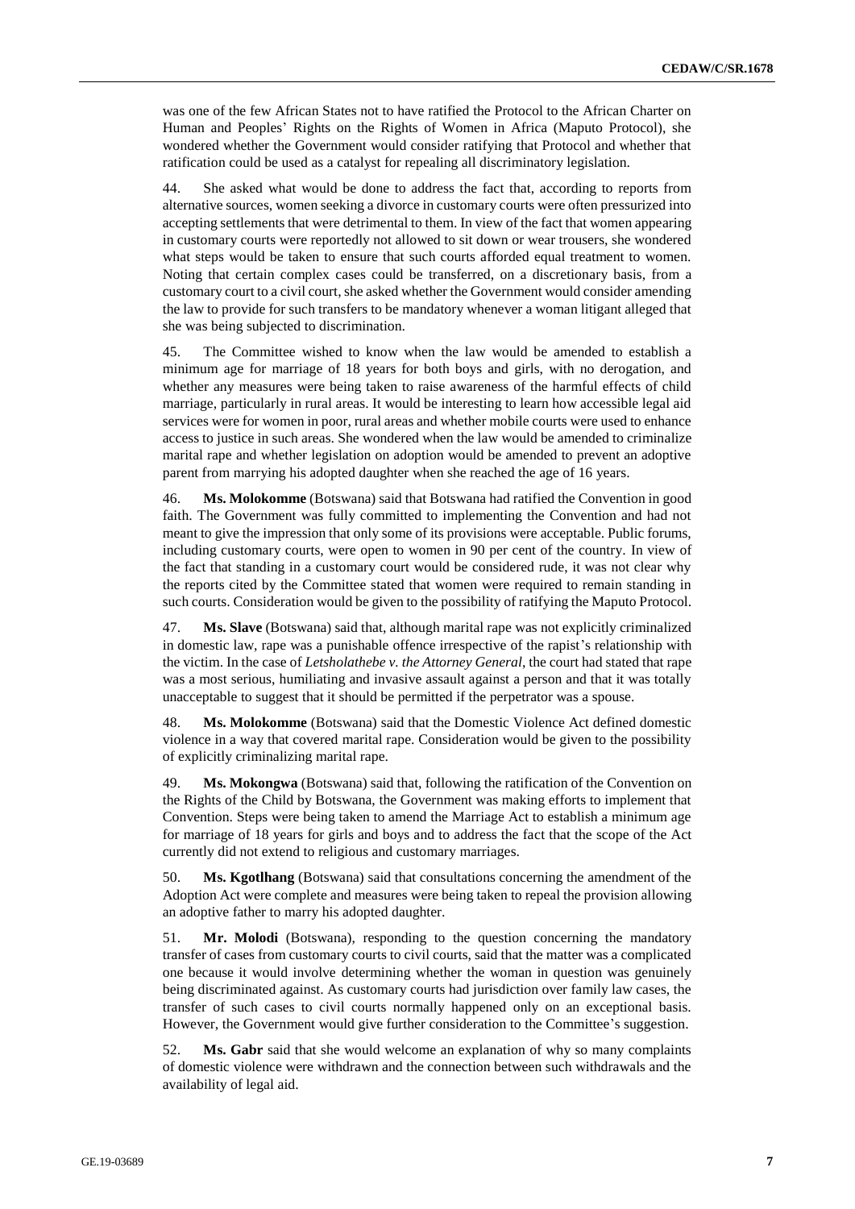was one of the few African States not to have ratified the Protocol to the African Charter on Human and Peoples' Rights on the Rights of Women in Africa (Maputo Protocol), she wondered whether the Government would consider ratifying that Protocol and whether that ratification could be used as a catalyst for repealing all discriminatory legislation.

44. She asked what would be done to address the fact that, according to reports from alternative sources, women seeking a divorce in customary courts were often pressurized into accepting settlements that were detrimental to them. In view of the fact that women appearing in customary courts were reportedly not allowed to sit down or wear trousers, she wondered what steps would be taken to ensure that such courts afforded equal treatment to women. Noting that certain complex cases could be transferred, on a discretionary basis, from a customary court to a civil court, she asked whether the Government would consider amending the law to provide for such transfers to be mandatory whenever a woman litigant alleged that she was being subjected to discrimination.

45. The Committee wished to know when the law would be amended to establish a minimum age for marriage of 18 years for both boys and girls, with no derogation, and whether any measures were being taken to raise awareness of the harmful effects of child marriage, particularly in rural areas. It would be interesting to learn how accessible legal aid services were for women in poor, rural areas and whether mobile courts were used to enhance access to justice in such areas. She wondered when the law would be amended to criminalize marital rape and whether legislation on adoption would be amended to prevent an adoptive parent from marrying his adopted daughter when she reached the age of 16 years.

46. **Ms. Molokomme** (Botswana) said that Botswana had ratified the Convention in good faith. The Government was fully committed to implementing the Convention and had not meant to give the impression that only some of its provisions were acceptable. Public forums, including customary courts, were open to women in 90 per cent of the country. In view of the fact that standing in a customary court would be considered rude, it was not clear why the reports cited by the Committee stated that women were required to remain standing in such courts. Consideration would be given to the possibility of ratifying the Maputo Protocol.

47. **Ms. Slave** (Botswana) said that, although marital rape was not explicitly criminalized in domestic law, rape was a punishable offence irrespective of the rapist's relationship with the victim. In the case of *Letsholathebe v. the Attorney General*, the court had stated that rape was a most serious, humiliating and invasive assault against a person and that it was totally unacceptable to suggest that it should be permitted if the perpetrator was a spouse.

48. **Ms. Molokomme** (Botswana) said that the Domestic Violence Act defined domestic violence in a way that covered marital rape. Consideration would be given to the possibility of explicitly criminalizing marital rape.

49. **Ms. Mokongwa** (Botswana) said that, following the ratification of the Convention on the Rights of the Child by Botswana, the Government was making efforts to implement that Convention. Steps were being taken to amend the Marriage Act to establish a minimum age for marriage of 18 years for girls and boys and to address the fact that the scope of the Act currently did not extend to religious and customary marriages.

50. **Ms. Kgotlhang** (Botswana) said that consultations concerning the amendment of the Adoption Act were complete and measures were being taken to repeal the provision allowing an adoptive father to marry his adopted daughter.

51. **Mr. Molodi** (Botswana), responding to the question concerning the mandatory transfer of cases from customary courts to civil courts, said that the matter was a complicated one because it would involve determining whether the woman in question was genuinely being discriminated against. As customary courts had jurisdiction over family law cases, the transfer of such cases to civil courts normally happened only on an exceptional basis. However, the Government would give further consideration to the Committee's suggestion.

52. **Ms. Gabr** said that she would welcome an explanation of why so many complaints of domestic violence were withdrawn and the connection between such withdrawals and the availability of legal aid.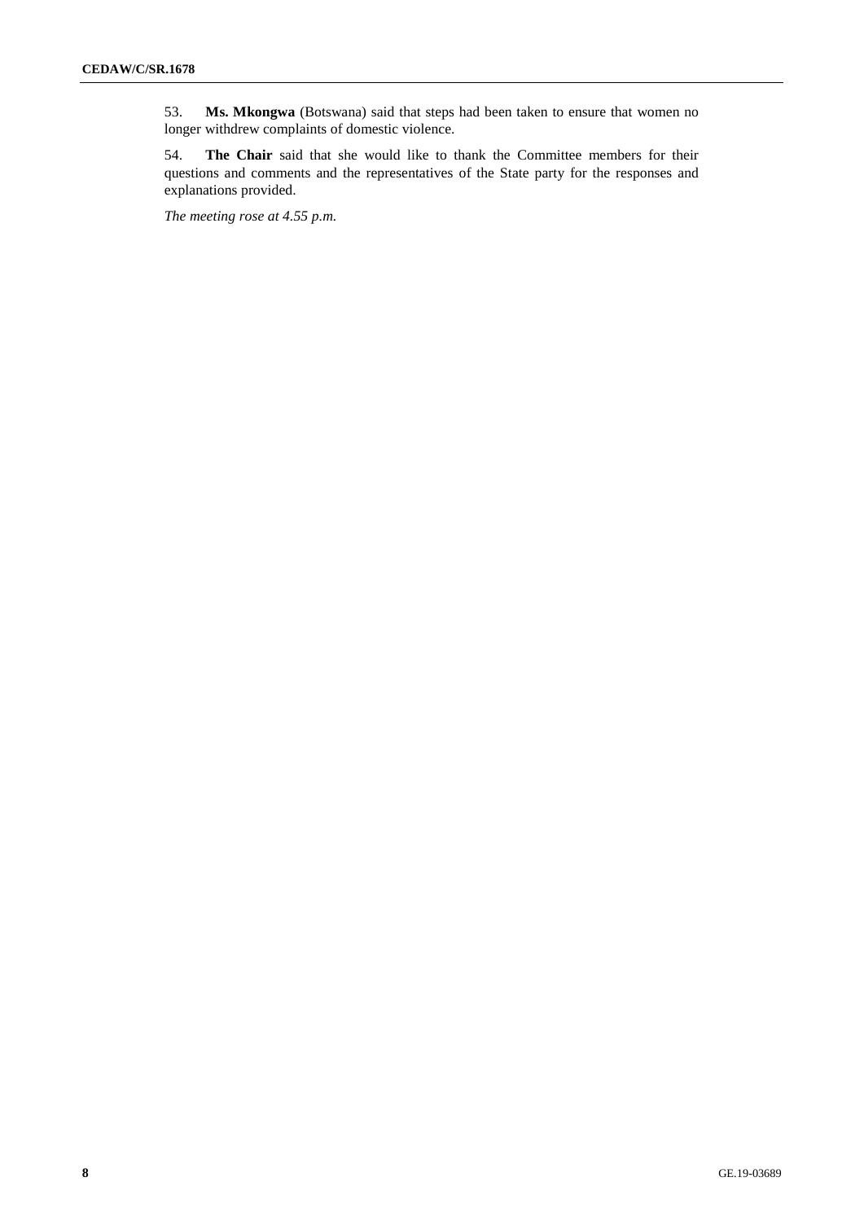53. **Ms. Mkongwa** (Botswana) said that steps had been taken to ensure that women no longer withdrew complaints of domestic violence.

54. **The Chair** said that she would like to thank the Committee members for their questions and comments and the representatives of the State party for the responses and explanations provided.

*The meeting rose at 4.55 p.m.*